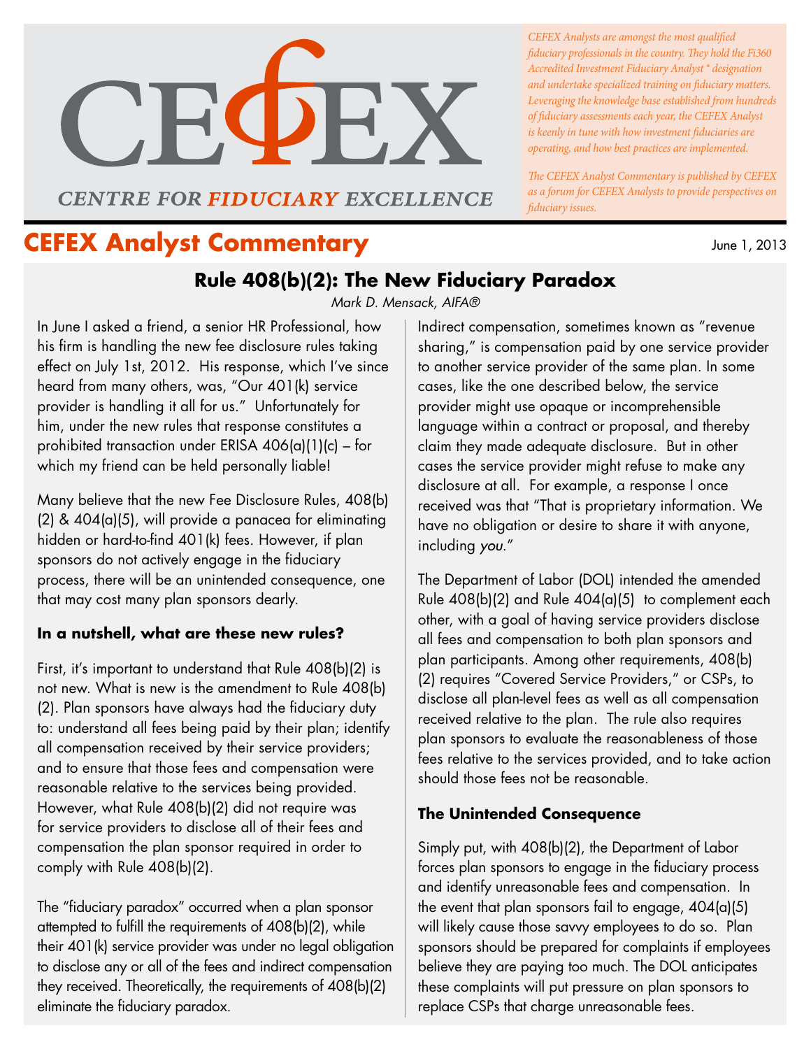CEFEX

CENTRE FOR FIDUCIARY EXCELLENCE

*CEFEX Analysts are amongst the most qualified fiduciary professionals in the country. They hold the Fi360 Accredited Investment Fiduciary Analyst® designation and undertake specialized training on fiduciary matters. Leveraging the knowledge base established from hundreds of fiduciary assessments each year, the CEFEX Analyst is keenly in tune with how investment fiduciaries are operating, and how best practices are implemented.*

*The CEFEX Analyst Commentary is published by CEFEX as a forum for CEFEX Analysts to provide perspectives on fiduciary issues.*

# CEFEX Analyst Commentary

June 1, 2013

## Rule 408(b)(2): The New Fiduciary Paradox

*Mark D. Mensack, AIFA®*

In June I asked a friend, a senior HR Professional, how his firm is handling the new fee disclosure rules taking effect on July 1st, 2012. His response, which I've since heard from many others, was, "Our 401(k) service provider is handling it all for us." Unfortunately for him, under the new rules that response constitutes a prohibited transaction under ERISA 406(a)(1)(c) – for which my friend can be held personally liable!

Many believe that the new Fee Disclosure Rules, 408(b)(2) & 404(a)(5), will provide a panacea for eliminating hidden or hard-to-find 401(k) fees. However, if plan sponsors do not actively engage in the fiduciary process, there will be an unintended consequence, one that may cost many plan sponsors dearly.

### In a nutshell, what are these new rules?

First, it's important to understand that Rule 408(b)(2) is not new. What is new is the amendment to Rule 408(b)(2). Plan sponsors have always had the fiduciary duty to: understand all fees being paid by their plan; identify all compensation received by their service providers; and to ensure that those fees and compensation were reasonable relative to the services being provided. However, what Rule 408(b)(2) did not require was for service providers to disclose all of their fees and compensation the plan sponsor required in order to comply with Rule 408(b)(2).

The "fiduciary paradox" occurred when a plan sponsor attempted to fulfill the requirements of 408(b)(2), while their 401(k) service provider was under no legal obligation to disclose any or all of the fees and indirect compensation they received. Theoretically, the requirements of 408(b)(2) eliminate the fiduciary paradox.

Indirect compensation, sometimes known as "revenue sharing," is compensation paid by one service provider to another service provider of the same plan. In some cases, like the one described below, the service provider might use opaque or incomprehensible language within a contract or proposal, and thereby claim they made adequate disclosure. But in other cases the service provider might refuse to make any disclosure at all. For example, a response I once received was that "That is proprietary information. We have no obligation or desire to share it with anyone, including *you*."

The Department of Labor (DOL) intended the amended Rule 408(b)(2) and Rule 404(a)(5) to complement each other, with a goal of having service providers disclose all fees and compensation to both plan sponsors and plan participants. Among other requirements, 408(b)(2) requires "Covered Service Providers," or CSPs, to disclose all plan-level fees as well as all compensation received relative to the plan. The rule also requires plan sponsors to evaluate the reasonableness of those fees relative to the services provided, and to take action should those fees not be reasonable.

### The Unintended Consequence

Simply put, with 408(b)(2), the Department of Labor forces plan sponsors to engage in the fiduciary process and identify unreasonable fees and compensation. In the event that plan sponsors fail to engage, 404(a)(5) will likely cause those savvy employees to do so. Plan sponsors should be prepared for complaints if employees believe they are paying too much. The DOL anticipates these complaints will put pressure on plan sponsors to replace CSPs that charge unreasonable fees.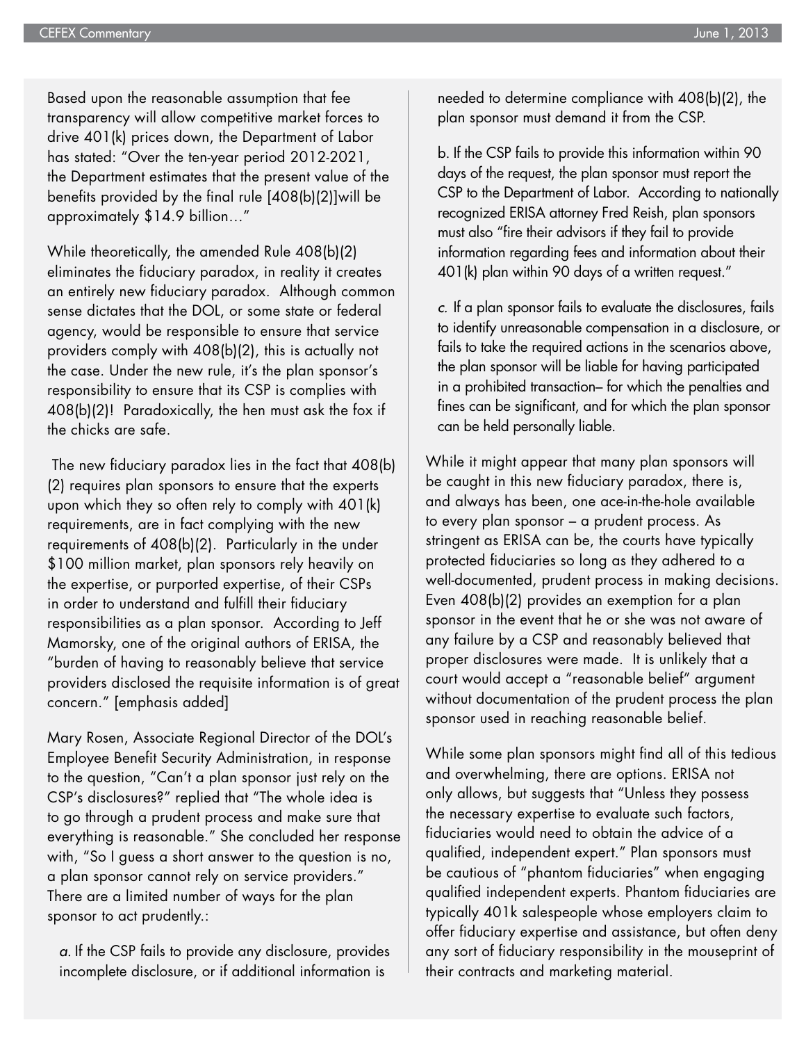Based upon the reasonable assumption that fee transparency will allow competitive market forces to drive 401(k) prices down, the Department of Labor has stated: "Over the ten-year period 2012-2021, the Department estimates that the present value of the benefits provided by the final rule [408(b)(2)]will be approximately $14.9 billion…"

While theoretically, the amended Rule 408(b)(2) eliminates the fiduciary paradox, in reality it creates an entirely new fiduciary paradox. Although common sense dictates that the DOL, or some state or federal agency, would be responsible to ensure that service providers comply with 408(b)(2), this is actually not the case. Under the new rule, it's the plan sponsor's responsibility to ensure that its CSP is complies with 408(b)(2)! Paradoxically, the hen must ask the fox if the chicks are safe.

The new fiduciary paradox lies in the fact that 408(b)(2) requires plan sponsors to ensure that the experts upon which they so often rely to comply with 401(k) requirements, are in fact complying with the new requirements of 408(b)(2). Particularly in the under $100 million market, plan sponsors rely heavily on the expertise, or purported expertise, of their CSPs in order to understand and fulfill their fiduciary responsibilities as a plan sponsor. According to Jeff Mamorsky, one of the original authors of ERISA, the "burden of having to reasonably believe that service providers disclosed the requisite information is of great concern." [emphasis added]

Mary Rosen, Associate Regional Director of the DOL's Employee Benefit Security Administration, in response to the question, "Can't a plan sponsor just rely on the CSP's disclosures?" replied that "The whole idea is to go through a prudent process and make sure that everything is reasonable." She concluded her response with, "So I guess a short answer to the question is no, a plan sponsor cannot rely on service providers." There are a limited number of ways for the plan sponsor to act prudently.:

*a.* If the CSP fails to provide any disclosure, provides incomplete disclosure, or if additional information is needed to determine compliance with 408(b)(2), the plan sponsor must demand it from the CSP.

b. If the CSP fails to provide this information within 90 days of the request, the plan sponsor must report the CSP to the Department of Labor. According to nationally recognized ERISA attorney Fred Reish, plan sponsors must also "fire their advisors if they fail to provide information regarding fees and information about their 401(k) plan within 90 days of a written request."

*c.* If a plan sponsor fails to evaluate the disclosures, fails to identify unreasonable compensation in a disclosure, or fails to take the required actions in the scenarios above, the plan sponsor will be liable for having participated in a prohibited transaction– for which the penalties and fines can be significant, and for which the plan sponsor can be held personally liable.

While it might appear that many plan sponsors will be caught in this new fiduciary paradox, there is, and always has been, one ace-in-the-hole available to every plan sponsor – a prudent process. As stringent as ERISA can be, the courts have typically protected fiduciaries so long as they adhered to a well-documented, prudent process in making decisions. Even 408(b)(2) provides an exemption for a plan sponsor in the event that he or she was not aware of any failure by a CSP and reasonably believed that proper disclosures were made. It is unlikely that a court would accept a "reasonable belief" argument without documentation of the prudent process the plan sponsor used in reaching reasonable belief.

While some plan sponsors might find all of this tedious and overwhelming, there are options. ERISA not only allows, but suggests that "Unless they possess the necessary expertise to evaluate such factors, fiduciaries would need to obtain the advice of a qualified, independent expert." Plan sponsors must be cautious of "phantom fiduciaries" when engaging qualified independent experts. Phantom fiduciaries are typically 401k salespeople whose employers claim to offer fiduciary expertise and assistance, but often deny any sort of fiduciary responsibility in the mouseprint of their contracts and marketing material.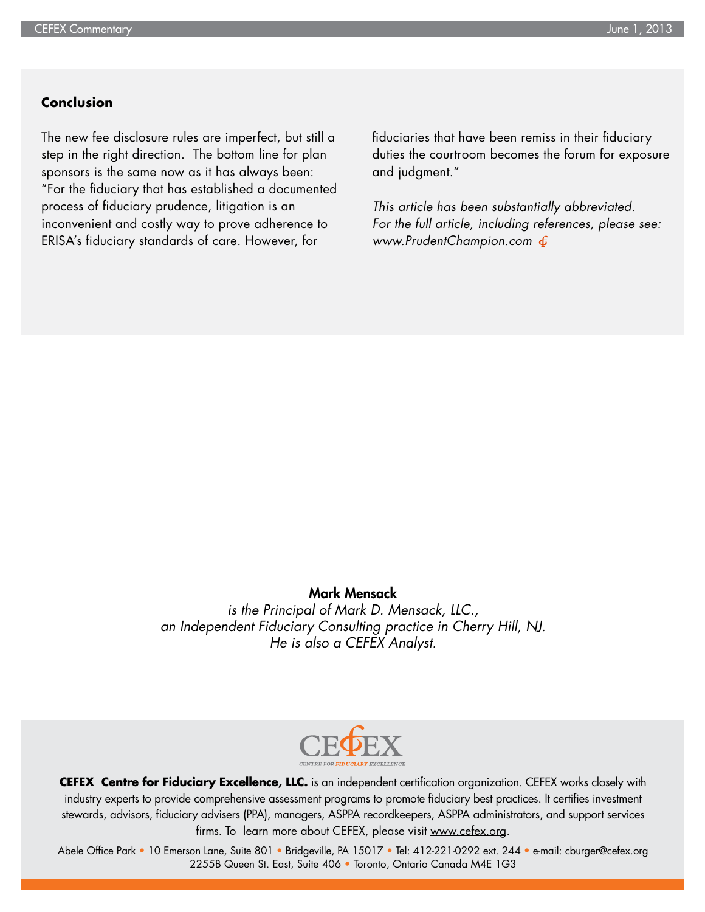## Conclusion

The new fee disclosure rules are imperfect, but still a step in the right direction. The bottom line for plan sponsors is the same now as it has always been: "For the fiduciary that has established a documented process of fiduciary prudence, litigation is an inconvenient and costly way to prove adherence to ERISA's fiduciary standards of care. However, for fiduciaries that have been remiss in their fiduciary duties the courtroom becomes the forum for exposure and judgment."

*This article has been substantially abbreviated. For the full article, including references, please see: www.PrudentChampion.com*

**Mark Mensack**
*is the Principal of Mark D. Mensack, LLC., an Independent Fiduciary Consulting practice in Cherry Hill, NJ. He is also a CEFEX Analyst.*

CEFEX
CENTRE FOR FIDUCIARY EXCELLENCE

**CEFEX Centre for Fiduciary Excellence, LLC.** is an independent certification organization. CEFEX works closely with industry experts to provide comprehensive assessment programs to promote fiduciary best practices. It certifies investment stewards, advisors, fiduciary advisers (PPA), managers, ASPPA recordkeepers, ASPPA administrators, and support services firms. To learn more about CEFEX, please visit www.cefex.org.

Abele Office Park • 10 Emerson Lane, Suite 801 • Bridgeville, PA 15017 • Tel: 412-221-0292 ext. 244 • e-mail: cburger@cefex.org
2255B Queen St. East, Suite 406 • Toronto, Ontario Canada M4E 1G3